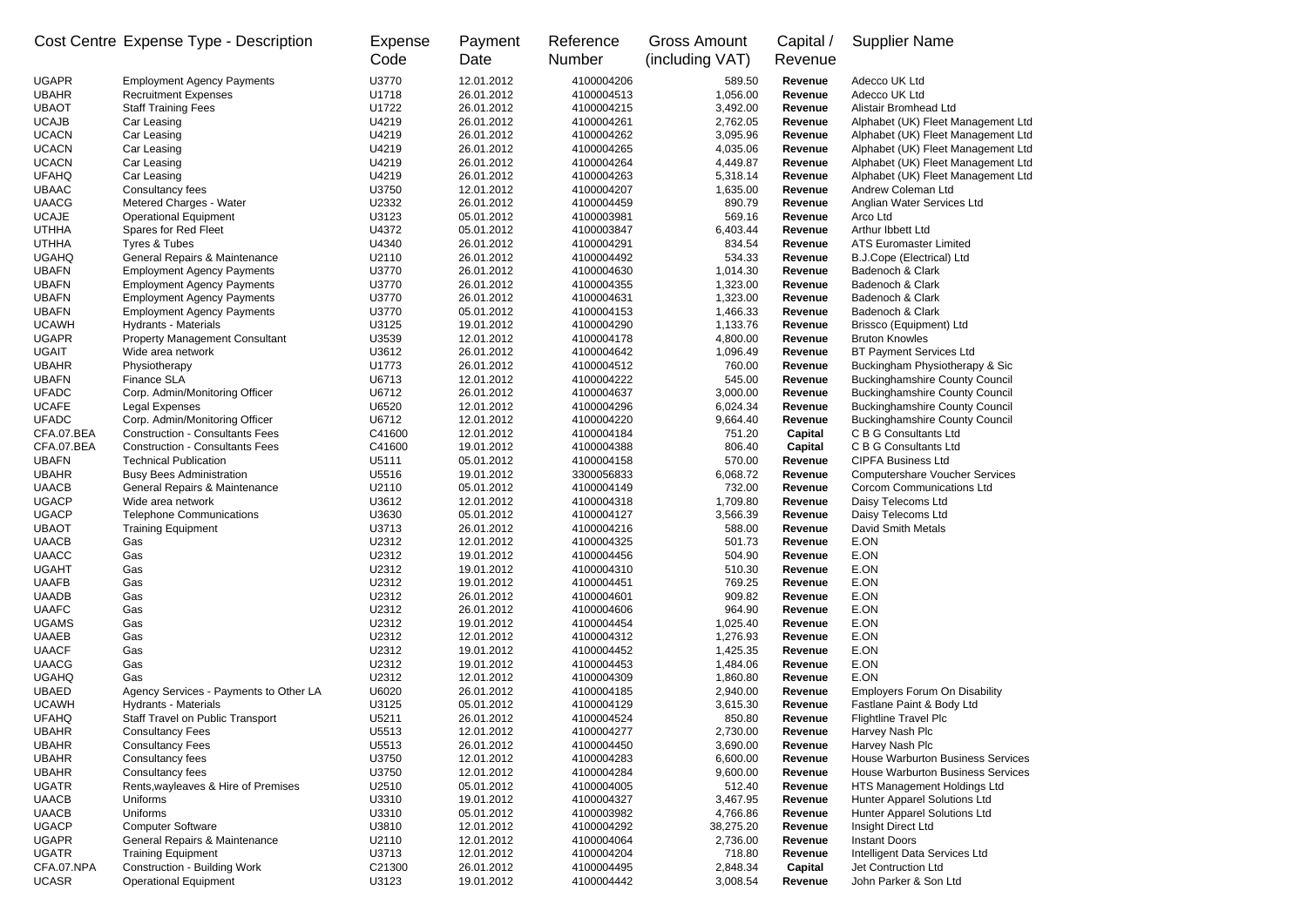| Cost Centre | Expense Type - Description | Expense Code | Payment Date | Reference Number | Gross Amount (including VAT) | Capital / Revenue | Supplier Name |
|---|---|---|---|---|---|---|---|
| UGAPR | Employment Agency Payments | U3770 | 12.01.2012 | 4100004206 | 589.50 | Revenue | Adecco UK Ltd |
| UBAHR | Recruitment Expenses | U1718 | 26.01.2012 | 4100004513 | 1,056.00 | Revenue | Adecco UK Ltd |
| UBAOT | Staff Training Fees | U1722 | 26.01.2012 | 4100004215 | 3,492.00 | Revenue | Alistair Bromhead Ltd |
| UCAJB | Car Leasing | U4219 | 26.01.2012 | 4100004261 | 2,762.05 | Revenue | Alphabet (UK) Fleet Management Ltd |
| UCACN | Car Leasing | U4219 | 26.01.2012 | 4100004262 | 3,095.96 | Revenue | Alphabet (UK) Fleet Management Ltd |
| UCACN | Car Leasing | U4219 | 26.01.2012 | 4100004265 | 4,035.06 | Revenue | Alphabet (UK) Fleet Management Ltd |
| UCACN | Car Leasing | U4219 | 26.01.2012 | 4100004264 | 4,449.87 | Revenue | Alphabet (UK) Fleet Management Ltd |
| UFAHQ | Car Leasing | U4219 | 26.01.2012 | 4100004263 | 5,318.14 | Revenue | Alphabet (UK) Fleet Management Ltd |
| UBAAC | Consultancy fees | U3750 | 12.01.2012 | 4100004207 | 1,635.00 | Revenue | Andrew Coleman Ltd |
| UAACG | Metered Charges - Water | U2332 | 26.01.2012 | 4100004459 | 890.79 | Revenue | Anglian Water Services Ltd |
| UCAJE | Operational Equipment | U3123 | 05.01.2012 | 4100003981 | 569.16 | Revenue | Arco Ltd |
| UTHHA | Spares for Red Fleet | U4372 | 05.01.2012 | 4100003847 | 6,403.44 | Revenue | Arthur Ibbett Ltd |
| UTHHA | Tyres & Tubes | U4340 | 26.01.2012 | 4100004291 | 834.54 | Revenue | ATS Euromaster Limited |
| UGAHQ | General Repairs & Maintenance | U2110 | 26.01.2012 | 4100004492 | 534.33 | Revenue | B.J.Cope (Electrical) Ltd |
| UBAFN | Employment Agency Payments | U3770 | 26.01.2012 | 4100004630 | 1,014.30 | Revenue | Badenoch & Clark |
| UBAFN | Employment Agency Payments | U3770 | 26.01.2012 | 4100004355 | 1,323.00 | Revenue | Badenoch & Clark |
| UBAFN | Employment Agency Payments | U3770 | 26.01.2012 | 4100004631 | 1,323.00 | Revenue | Badenoch & Clark |
| UBAFN | Employment Agency Payments | U3770 | 05.01.2012 | 4100004153 | 1,466.33 | Revenue | Badenoch & Clark |
| UCAWH | Hydrants - Materials | U3125 | 19.01.2012 | 4100004290 | 1,133.76 | Revenue | Brissco (Equipment) Ltd |
| UGAPR | Property Management Consultant | U3539 | 12.01.2012 | 4100004178 | 4,800.00 | Revenue | Bruton Knowles |
| UGAIT | Wide area network | U3612 | 26.01.2012 | 4100004642 | 1,096.49 | Revenue | BT Payment Services Ltd |
| UBAHR | Physiotherapy | U1773 | 26.01.2012 | 4100004512 | 760.00 | Revenue | Buckingham Physiotherapy & Sic |
| UBAFN | Finance SLA | U6713 | 12.01.2012 | 4100004222 | 545.00 | Revenue | Buckinghamshire County Council |
| UFADC | Corp. Admin/Monitoring Officer | U6712 | 26.01.2012 | 4100004637 | 3,000.00 | Revenue | Buckinghamshire County Council |
| UCAFE | Legal Expenses | U6520 | 12.01.2012 | 4100004296 | 6,024.34 | Revenue | Buckinghamshire County Council |
| UFADC | Corp. Admin/Monitoring Officer | U6712 | 12.01.2012 | 4100004220 | 9,664.40 | Revenue | Buckinghamshire County Council |
| CFA.07.BEA | Construction - Consultants Fees | C41600 | 12.01.2012 | 4100004184 | 751.20 | Capital | C B G Consultants Ltd |
| CFA.07.BEA | Construction - Consultants Fees | C41600 | 19.01.2012 | 4100004388 | 806.40 | Capital | C B G Consultants Ltd |
| UBAFN | Technical Publication | U5111 | 05.01.2012 | 4100004158 | 570.00 | Revenue | CIPFA Business Ltd |
| UBAHR | Busy Bees Administration | U5516 | 19.01.2012 | 3300056833 | 6,068.72 | Revenue | Computershare Voucher Services |
| UAACB | General Repairs & Maintenance | U2110 | 05.01.2012 | 4100004149 | 732.00 | Revenue | Corcom Communications Ltd |
| UGACP | Wide area network | U3612 | 12.01.2012 | 4100004318 | 1,709.80 | Revenue | Daisy Telecoms Ltd |
| UGACP | Telephone Communications | U3630 | 05.01.2012 | 4100004127 | 3,566.39 | Revenue | Daisy Telecoms Ltd |
| UBAOT | Training Equipment | U3713 | 26.01.2012 | 4100004216 | 588.00 | Revenue | David Smith Metals |
| UAACB | Gas | U2312 | 12.01.2012 | 4100004325 | 501.73 | Revenue | E.ON |
| UAACC | Gas | U2312 | 19.01.2012 | 4100004456 | 504.90 | Revenue | E.ON |
| UGAHT | Gas | U2312 | 19.01.2012 | 4100004310 | 510.30 | Revenue | E.ON |
| UAAFB | Gas | U2312 | 19.01.2012 | 4100004451 | 769.25 | Revenue | E.ON |
| UAADB | Gas | U2312 | 26.01.2012 | 4100004601 | 909.82 | Revenue | E.ON |
| UAAFC | Gas | U2312 | 26.01.2012 | 4100004606 | 964.90 | Revenue | E.ON |
| UGAMS | Gas | U2312 | 19.01.2012 | 4100004454 | 1,025.40 | Revenue | E.ON |
| UAAEB | Gas | U2312 | 12.01.2012 | 4100004312 | 1,276.93 | Revenue | E.ON |
| UAACF | Gas | U2312 | 19.01.2012 | 4100004452 | 1,425.35 | Revenue | E.ON |
| UAACG | Gas | U2312 | 19.01.2012 | 4100004453 | 1,484.06 | Revenue | E.ON |
| UGAHQ | Gas | U2312 | 12.01.2012 | 4100004309 | 1,860.80 | Revenue | E.ON |
| UBAED | Agency Services - Payments to Other LA | U6020 | 26.01.2012 | 4100004185 | 2,940.00 | Revenue | Employers Forum On Disability |
| UCAWH | Hydrants - Materials | U3125 | 05.01.2012 | 4100004129 | 3,615.30 | Revenue | Fastlane Paint & Body Ltd |
| UFAHQ | Staff Travel on Public Transport | U5211 | 26.01.2012 | 4100004524 | 850.80 | Revenue | Flightline Travel Plc |
| UBAHR | Consultancy Fees | U5513 | 12.01.2012 | 4100004277 | 2,730.00 | Revenue | Harvey Nash Plc |
| UBAHR | Consultancy Fees | U5513 | 26.01.2012 | 4100004450 | 3,690.00 | Revenue | Harvey Nash Plc |
| UBAHR | Consultancy fees | U3750 | 12.01.2012 | 4100004283 | 6,600.00 | Revenue | House Warburton Business Services |
| UBAHR | Consultancy fees | U3750 | 12.01.2012 | 4100004284 | 9,600.00 | Revenue | House Warburton Business Services |
| UGATR | Rents,wayleaves & Hire of Premises | U2510 | 05.01.2012 | 4100004005 | 512.40 | Revenue | HTS Management Holdings Ltd |
| UAACB | Uniforms | U3310 | 19.01.2012 | 4100004327 | 3,467.95 | Revenue | Hunter Apparel Solutions Ltd |
| UAACB | Uniforms | U3310 | 05.01.2012 | 4100003982 | 4,766.86 | Revenue | Hunter Apparel Solutions Ltd |
| UGACP | Computer Software | U3810 | 12.01.2012 | 4100004292 | 38,275.20 | Revenue | Insight Direct Ltd |
| UGAPR | General Repairs & Maintenance | U2110 | 12.01.2012 | 4100004064 | 2,736.00 | Revenue | Instant Doors |
| UGATR | Training Equipment | U3713 | 12.01.2012 | 4100004204 | 718.80 | Revenue | Intelligent Data Services Ltd |
| CFA.07.NPA | Construction - Building Work | C21300 | 26.01.2012 | 4100004495 | 2,848.34 | Capital | Jet Contruction Ltd |
| UCASR | Operational Equipment | U3123 | 19.01.2012 | 4100004442 | 3,008.54 | Revenue | John Parker & Son Ltd |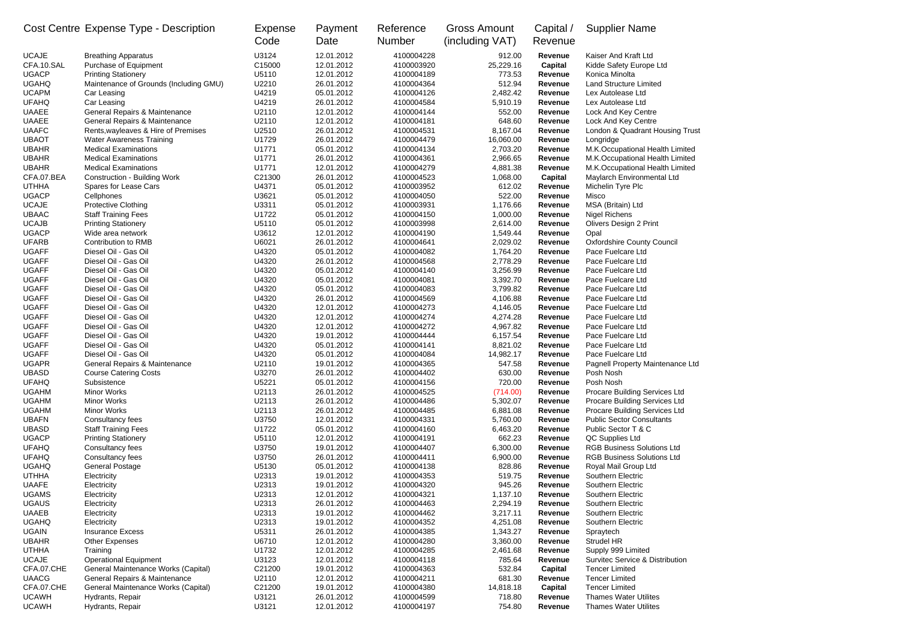| Cost Centre | Expense Type - Description | Expense Code | Payment Date | Reference Number | Gross Amount (including VAT) | Capital / Revenue | Supplier Name |
|---|---|---|---|---|---|---|---|
| UCAJE | Breathing Apparatus | U3124 | 12.01.2012 | 4100004228 | 912.00 | Revenue | Kaiser And Kraft Ltd |
| CFA.10.SAL | Purchase of Equipment | C15000 | 12.01.2012 | 4100003920 | 25,229.16 | Capital | Kidde Safety Europe Ltd |
| UGACP | Printing Stationery | U5110 | 12.01.2012 | 4100004189 | 773.53 | Revenue | Konica Minolta |
| UGAHQ | Maintenance of Grounds (Including GMU) | U2210 | 26.01.2012 | 4100004364 | 512.94 | Revenue | Land Structure Limited |
| UCAPM | Car Leasing | U4219 | 05.01.2012 | 4100004126 | 2,482.42 | Revenue | Lex Autolease Ltd |
| UFAHQ | Car Leasing | U4219 | 26.01.2012 | 4100004584 | 5,910.19 | Revenue | Lex Autolease Ltd |
| UAAEE | General Repairs & Maintenance | U2110 | 12.01.2012 | 4100004144 | 552.00 | Revenue | Lock And Key Centre |
| UAAEE | General Repairs & Maintenance | U2110 | 12.01.2012 | 4100004181 | 648.60 | Revenue | Lock And Key Centre |
| UAAFC | Rents,wayleaves & Hire of Premises | U2510 | 26.01.2012 | 4100004531 | 8,167.04 | Revenue | London & Quadrant Housing Trust |
| UBAOT | Water Awareness Training | U1729 | 26.01.2012 | 4100004479 | 16,060.00 | Revenue | Longridge |
| UBAHR | Medical Examinations | U1771 | 05.01.2012 | 4100004134 | 2,703.20 | Revenue | M.K.Occupational Health Limited |
| UBAHR | Medical Examinations | U1771 | 26.01.2012 | 4100004361 | 2,966.65 | Revenue | M.K.Occupational Health Limited |
| UBAHR | Medical Examinations | U1771 | 12.01.2012 | 4100004279 | 4,881.38 | Revenue | M.K.Occupational Health Limited |
| CFA.07.BEA | Construction - Building Work | C21300 | 26.01.2012 | 4100004523 | 1,068.00 | Capital | Maylarch Environmental Ltd |
| UTHHA | Spares for Lease Cars | U4371 | 05.01.2012 | 4100003952 | 612.02 | Revenue | Michelin Tyre Plc |
| UGACP | Cellphones | U3621 | 05.01.2012 | 4100004050 | 522.00 | Revenue | Misco |
| UCAJE | Protective Clothing | U3311 | 05.01.2012 | 4100003931 | 1,176.66 | Revenue | MSA (Britain) Ltd |
| UBAAC | Staff Training Fees | U1722 | 05.01.2012 | 4100004150 | 1,000.00 | Revenue | Nigel Richens |
| UCAJB | Printing Stationery | U5110 | 05.01.2012 | 4100003998 | 2,614.00 | Revenue | Olivers Design 2 Print |
| UGACP | Wide area network | U3612 | 12.01.2012 | 4100004190 | 1,549.44 | Revenue | Opal |
| UFARB | Contribution to RMB | U6021 | 26.01.2012 | 4100004641 | 2,029.02 | Revenue | Oxfordshire County Council |
| UGAFF | Diesel Oil - Gas Oil | U4320 | 05.01.2012 | 4100004082 | 1,764.20 | Revenue | Pace Fuelcare Ltd |
| UGAFF | Diesel Oil - Gas Oil | U4320 | 26.01.2012 | 4100004568 | 2,778.29 | Revenue | Pace Fuelcare Ltd |
| UGAFF | Diesel Oil - Gas Oil | U4320 | 05.01.2012 | 4100004140 | 3,256.99 | Revenue | Pace Fuelcare Ltd |
| UGAFF | Diesel Oil - Gas Oil | U4320 | 05.01.2012 | 4100004081 | 3,392.70 | Revenue | Pace Fuelcare Ltd |
| UGAFF | Diesel Oil - Gas Oil | U4320 | 05.01.2012 | 4100004083 | 3,799.82 | Revenue | Pace Fuelcare Ltd |
| UGAFF | Diesel Oil - Gas Oil | U4320 | 26.01.2012 | 4100004569 | 4,106.88 | Revenue | Pace Fuelcare Ltd |
| UGAFF | Diesel Oil - Gas Oil | U4320 | 12.01.2012 | 4100004273 | 4,146.05 | Revenue | Pace Fuelcare Ltd |
| UGAFF | Diesel Oil - Gas Oil | U4320 | 12.01.2012 | 4100004274 | 4,274.28 | Revenue | Pace Fuelcare Ltd |
| UGAFF | Diesel Oil - Gas Oil | U4320 | 12.01.2012 | 4100004272 | 4,967.82 | Revenue | Pace Fuelcare Ltd |
| UGAFF | Diesel Oil - Gas Oil | U4320 | 19.01.2012 | 4100004444 | 6,157.54 | Revenue | Pace Fuelcare Ltd |
| UGAFF | Diesel Oil - Gas Oil | U4320 | 05.01.2012 | 4100004141 | 8,821.02 | Revenue | Pace Fuelcare Ltd |
| UGAFF | Diesel Oil - Gas Oil | U4320 | 05.01.2012 | 4100004084 | 14,982.17 | Revenue | Pace Fuelcare Ltd |
| UGAPR | General Repairs & Maintenance | U2110 | 19.01.2012 | 4100004365 | 547.58 | Revenue | Pagnell Property Maintenance Ltd |
| UBASD | Course Catering Costs | U3270 | 26.01.2012 | 4100004402 | 630.00 | Revenue | Posh Nosh |
| UFAHQ | Subsistence | U5221 | 05.01.2012 | 4100004156 | 720.00 | Revenue | Posh Nosh |
| UGAHM | Minor Works | U2113 | 26.01.2012 | 4100004525 | (714.00) | Revenue | Procare Building Services Ltd |
| UGAHM | Minor Works | U2113 | 26.01.2012 | 4100004486 | 5,302.07 | Revenue | Procare Building Services Ltd |
| UGAHM | Minor Works | U2113 | 26.01.2012 | 4100004485 | 6,881.08 | Revenue | Procare Building Services Ltd |
| UBAFN | Consultancy fees | U3750 | 12.01.2012 | 4100004331 | 5,760.00 | Revenue | Public Sector Consultants |
| UBASD | Staff Training Fees | U1722 | 05.01.2012 | 4100004160 | 6,463.20 | Revenue | Public Sector T & C |
| UGACP | Printing Stationery | U5110 | 12.01.2012 | 4100004191 | 662.23 | Revenue | QC Supplies Ltd |
| UFAHQ | Consultancy fees | U3750 | 19.01.2012 | 4100004407 | 6,300.00 | Revenue | RGB Business Solutions Ltd |
| UFAHQ | Consultancy fees | U3750 | 26.01.2012 | 4100004411 | 6,900.00 | Revenue | RGB Business Solutions Ltd |
| UGAHQ | General Postage | U5130 | 05.01.2012 | 4100004138 | 828.86 | Revenue | Royal Mail Group Ltd |
| UTHHA | Electricity | U2313 | 19.01.2012 | 4100004353 | 519.75 | Revenue | Southern Electric |
| UAAFE | Electricity | U2313 | 19.01.2012 | 4100004320 | 945.26 | Revenue | Southern Electric |
| UGAMS | Electricity | U2313 | 12.01.2012 | 4100004321 | 1,137.10 | Revenue | Southern Electric |
| UGAUS | Electricity | U2313 | 26.01.2012 | 4100004463 | 2,294.19 | Revenue | Southern Electric |
| UAAEB | Electricity | U2313 | 19.01.2012 | 4100004462 | 3,217.11 | Revenue | Southern Electric |
| UGAHQ | Electricity | U2313 | 19.01.2012 | 4100004352 | 4,251.08 | Revenue | Southern Electric |
| UGAIN | Insurance Excess | U5311 | 26.01.2012 | 4100004385 | 1,343.27 | Revenue | Spraytech |
| UBAHR | Other Expenses | U6710 | 12.01.2012 | 4100004280 | 3,360.00 | Revenue | Strudel HR |
| UTHHA | Training | U1732 | 12.01.2012 | 4100004285 | 2,461.68 | Revenue | Supply 999 Limited |
| UCAJE | Operational Equipment | U3123 | 12.01.2012 | 4100004118 | 785.64 | Revenue | Survitec Service & Distribution |
| CFA.07.CHE | General Maintenance Works (Capital) | C21200 | 19.01.2012 | 4100004363 | 532.84 | Capital | Tencer Limited |
| UAACG | General Repairs & Maintenance | U2110 | 12.01.2012 | 4100004211 | 681.30 | Revenue | Tencer Limited |
| CFA.07.CHE | General Maintenance Works (Capital) | C21200 | 19.01.2012 | 4100004380 | 14,818.18 | Capital | Tencer Limited |
| UCAWH | Hydrants, Repair | U3121 | 26.01.2012 | 4100004599 | 718.80 | Revenue | Thames Water Utilites |
| UCAWH | Hydrants, Repair | U3121 | 12.01.2012 | 4100004197 | 754.80 | Revenue | Thames Water Utilites |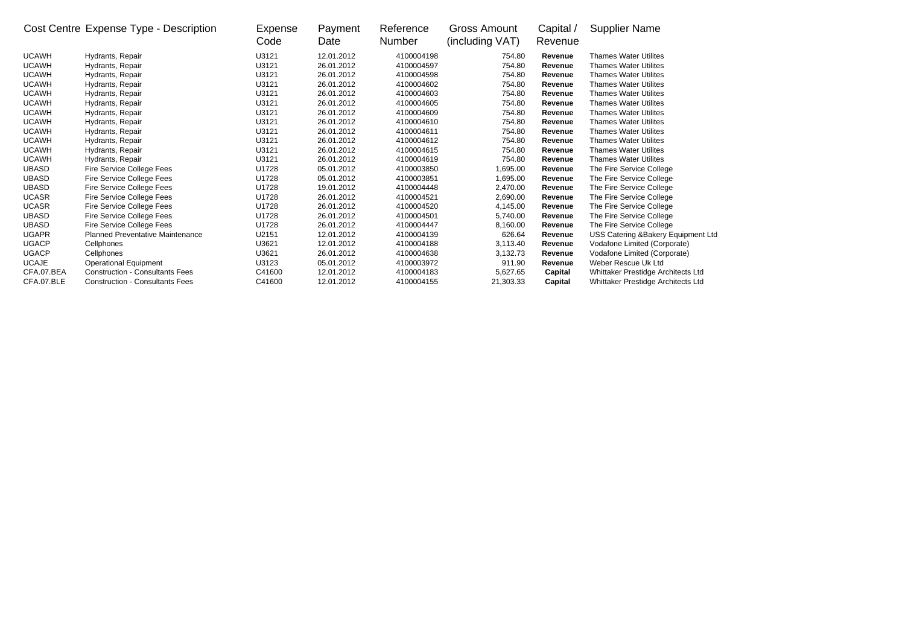| Cost Centre | Expense Type - Description | Expense Code | Payment Date | Reference Number | Gross Amount (including VAT) | Capital / Revenue | Supplier Name |
|---|---|---|---|---|---|---|---|
| UCAWH | Hydrants, Repair | U3121 | 12.01.2012 | 4100004198 | 754.80 | **Revenue** | Thames Water Utilites |
| UCAWH | Hydrants, Repair | U3121 | 26.01.2012 | 4100004597 | 754.80 | **Revenue** | Thames Water Utilites |
| UCAWH | Hydrants, Repair | U3121 | 26.01.2012 | 4100004598 | 754.80 | **Revenue** | Thames Water Utilites |
| UCAWH | Hydrants, Repair | U3121 | 26.01.2012 | 4100004602 | 754.80 | **Revenue** | Thames Water Utilites |
| UCAWH | Hydrants, Repair | U3121 | 26.01.2012 | 4100004603 | 754.80 | **Revenue** | Thames Water Utilites |
| UCAWH | Hydrants, Repair | U3121 | 26.01.2012 | 4100004605 | 754.80 | **Revenue** | Thames Water Utilites |
| UCAWH | Hydrants, Repair | U3121 | 26.01.2012 | 4100004609 | 754.80 | **Revenue** | Thames Water Utilites |
| UCAWH | Hydrants, Repair | U3121 | 26.01.2012 | 4100004610 | 754.80 | **Revenue** | Thames Water Utilites |
| UCAWH | Hydrants, Repair | U3121 | 26.01.2012 | 4100004611 | 754.80 | **Revenue** | Thames Water Utilites |
| UCAWH | Hydrants, Repair | U3121 | 26.01.2012 | 4100004612 | 754.80 | **Revenue** | Thames Water Utilites |
| UCAWH | Hydrants, Repair | U3121 | 26.01.2012 | 4100004615 | 754.80 | **Revenue** | Thames Water Utilites |
| UCAWH | Hydrants, Repair | U3121 | 26.01.2012 | 4100004619 | 754.80 | **Revenue** | Thames Water Utilites |
| UBASD | Fire Service College Fees | U1728 | 05.01.2012 | 4100003850 | 1,695.00 | **Revenue** | The Fire Service College |
| UBASD | Fire Service College Fees | U1728 | 05.01.2012 | 4100003851 | 1,695.00 | **Revenue** | The Fire Service College |
| UBASD | Fire Service College Fees | U1728 | 19.01.2012 | 4100004448 | 2,470.00 | **Revenue** | The Fire Service College |
| UCASR | Fire Service College Fees | U1728 | 26.01.2012 | 4100004521 | 2,690.00 | **Revenue** | The Fire Service College |
| UCASR | Fire Service College Fees | U1728 | 26.01.2012 | 4100004520 | 4,145.00 | **Revenue** | The Fire Service College |
| UBASD | Fire Service College Fees | U1728 | 26.01.2012 | 4100004501 | 5,740.00 | **Revenue** | The Fire Service College |
| UBASD | Fire Service College Fees | U1728 | 26.01.2012 | 4100004447 | 8,160.00 | **Revenue** | The Fire Service College |
| UGAPR | Planned Preventative Maintenance | U2151 | 12.01.2012 | 4100004139 | 626.64 | **Revenue** | USS Catering &Bakery Equipment Ltd |
| UGACP | Cellphones | U3621 | 12.01.2012 | 4100004188 | 3,113.40 | **Revenue** | Vodafone Limited (Corporate) |
| UGACP | Cellphones | U3621 | 26.01.2012 | 4100004638 | 3,132.73 | **Revenue** | Vodafone Limited (Corporate) |
| UCAJE | Operational Equipment | U3123 | 05.01.2012 | 4100003972 | 911.90 | **Revenue** | Weber Rescue Uk Ltd |
| CFA.07.BEA | Construction - Consultants Fees | C41600 | 12.01.2012 | 4100004183 | 5,627.65 | **Capital** | Whittaker Prestidge Architects Ltd |
| CFA.07.BLE | Construction - Consultants Fees | C41600 | 12.01.2012 | 4100004155 | 21,303.33 | **Capital** | Whittaker Prestidge Architects Ltd |